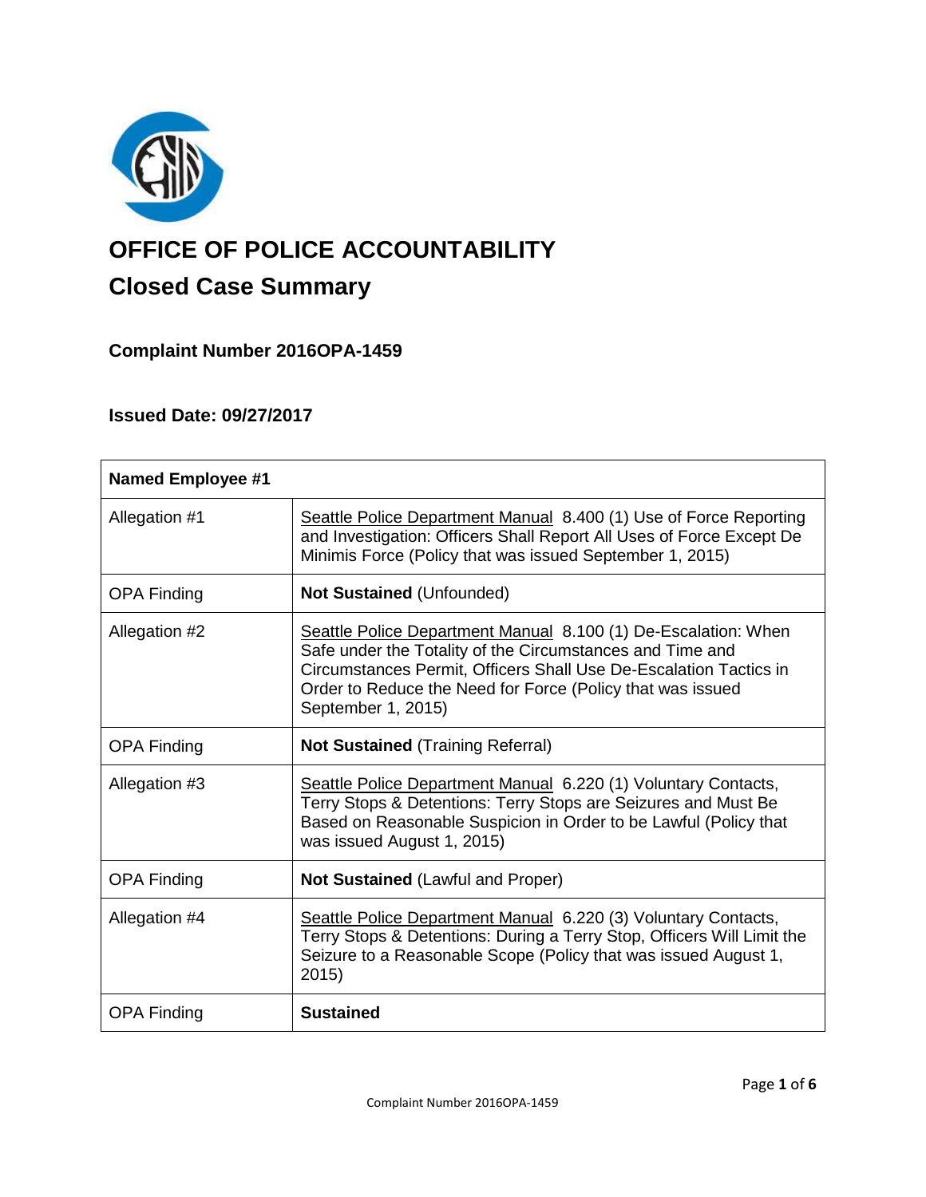# OFFICE OF POLICE ACCOUNTABILITY

## Closed Case Summary

### Complaint Number 2016OPA-1459

### Issued Date: 09/27/2017

| **Named Employee #1** | |
|---|---|
| Allegation #1 | Seattle Police Department Manual 8.400 (1) Use of Force Reporting and Investigation: Officers Shall Report All Uses of Force Except De Minimis Force (Policy that was issued September 1, 2015) |
| OPA Finding | **Not Sustained** (Unfounded) |
| Allegation #2 | Seattle Police Department Manual 8.100 (1) De-Escalation: When Safe under the Totality of the Circumstances and Time and Circumstances Permit, Officers Shall Use De-Escalation Tactics in Order to Reduce the Need for Force (Policy that was issued September 1, 2015) |
| OPA Finding | **Not Sustained** (Training Referral) |
| Allegation #3 | Seattle Police Department Manual 6.220 (1) Voluntary Contacts, Terry Stops & Detentions: Terry Stops are Seizures and Must Be Based on Reasonable Suspicion in Order to be Lawful (Policy that was issued August 1, 2015) |
| OPA Finding | **Not Sustained** (Lawful and Proper) |
| Allegation #4 | Seattle Police Department Manual 6.220 (3) Voluntary Contacts, Terry Stops & Detentions: During a Terry Stop, Officers Will Limit the Seizure to a Reasonable Scope (Policy that was issued August 1, 2015) |
| OPA Finding | **Sustained** |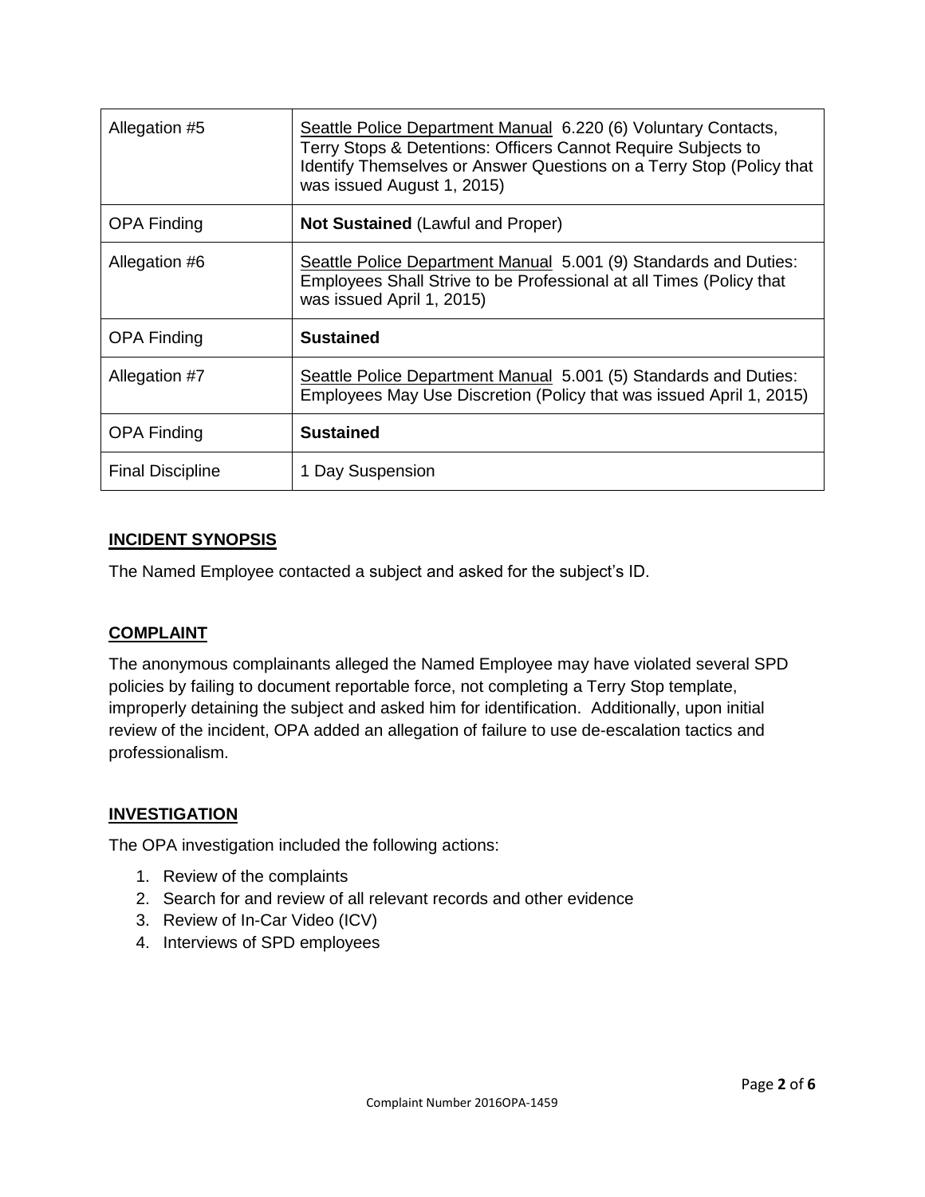| | |
|---|---|
| Allegation #5 | Seattle Police Department Manual 6.220 (6) Voluntary Contacts, Terry Stops & Detentions: Officers Cannot Require Subjects to Identify Themselves or Answer Questions on a Terry Stop (Policy that was issued August 1, 2015) |
| OPA Finding | **Not Sustained** (Lawful and Proper) |
| Allegation #6 | Seattle Police Department Manual 5.001 (9) Standards and Duties: Employees Shall Strive to be Professional at all Times (Policy that was issued April 1, 2015) |
| OPA Finding | **Sustained** |
| Allegation #7 | Seattle Police Department Manual 5.001 (5) Standards and Duties: Employees May Use Discretion (Policy that was issued April 1, 2015) |
| OPA Finding | **Sustained** |
| Final Discipline | 1 Day Suspension |

## INCIDENT SYNOPSIS

The Named Employee contacted a subject and asked for the subject's ID.

## COMPLAINT

The anonymous complainants alleged the Named Employee may have violated several SPD policies by failing to document reportable force, not completing a Terry Stop template, improperly detaining the subject and asked him for identification. Additionally, upon initial review of the incident, OPA added an allegation of failure to use de-escalation tactics and professionalism.

## INVESTIGATION

The OPA investigation included the following actions:

1. Review of the complaints
2. Search for and review of all relevant records and other evidence
3. Review of In-Car Video (ICV)
4. Interviews of SPD employees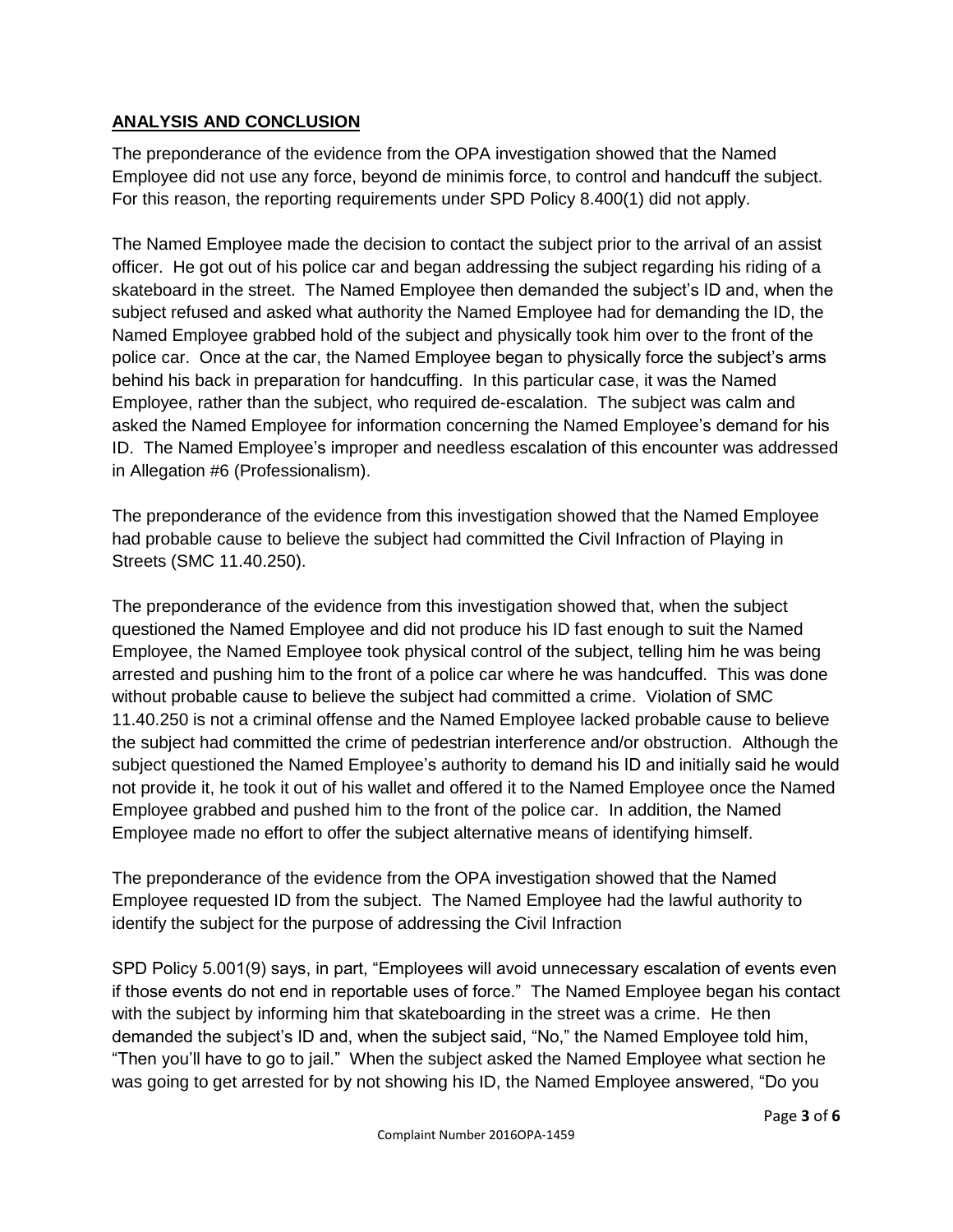## **ANALYSIS AND CONCLUSION**

The preponderance of the evidence from the OPA investigation showed that the Named Employee did not use any force, beyond de minimis force, to control and handcuff the subject. For this reason, the reporting requirements under SPD Policy 8.400(1) did not apply.

The Named Employee made the decision to contact the subject prior to the arrival of an assist officer. He got out of his police car and began addressing the subject regarding his riding of a skateboard in the street. The Named Employee then demanded the subject's ID and, when the subject refused and asked what authority the Named Employee had for demanding the ID, the Named Employee grabbed hold of the subject and physically took him over to the front of the police car. Once at the car, the Named Employee began to physically force the subject's arms behind his back in preparation for handcuffing. In this particular case, it was the Named Employee, rather than the subject, who required de-escalation. The subject was calm and asked the Named Employee for information concerning the Named Employee's demand for his ID. The Named Employee's improper and needless escalation of this encounter was addressed in Allegation #6 (Professionalism).

The preponderance of the evidence from this investigation showed that the Named Employee had probable cause to believe the subject had committed the Civil Infraction of Playing in Streets (SMC 11.40.250).

The preponderance of the evidence from this investigation showed that, when the subject questioned the Named Employee and did not produce his ID fast enough to suit the Named Employee, the Named Employee took physical control of the subject, telling him he was being arrested and pushing him to the front of a police car where he was handcuffed. This was done without probable cause to believe the subject had committed a crime. Violation of SMC 11.40.250 is not a criminal offense and the Named Employee lacked probable cause to believe the subject had committed the crime of pedestrian interference and/or obstruction. Although the subject questioned the Named Employee's authority to demand his ID and initially said he would not provide it, he took it out of his wallet and offered it to the Named Employee once the Named Employee grabbed and pushed him to the front of the police car. In addition, the Named Employee made no effort to offer the subject alternative means of identifying himself.

The preponderance of the evidence from the OPA investigation showed that the Named Employee requested ID from the subject. The Named Employee had the lawful authority to identify the subject for the purpose of addressing the Civil Infraction

SPD Policy 5.001(9) says, in part, "Employees will avoid unnecessary escalation of events even if those events do not end in reportable uses of force." The Named Employee began his contact with the subject by informing him that skateboarding in the street was a crime. He then demanded the subject's ID and, when the subject said, "No," the Named Employee told him, "Then you'll have to go to jail." When the subject asked the Named Employee what section he was going to get arrested for by not showing his ID, the Named Employee answered, "Do you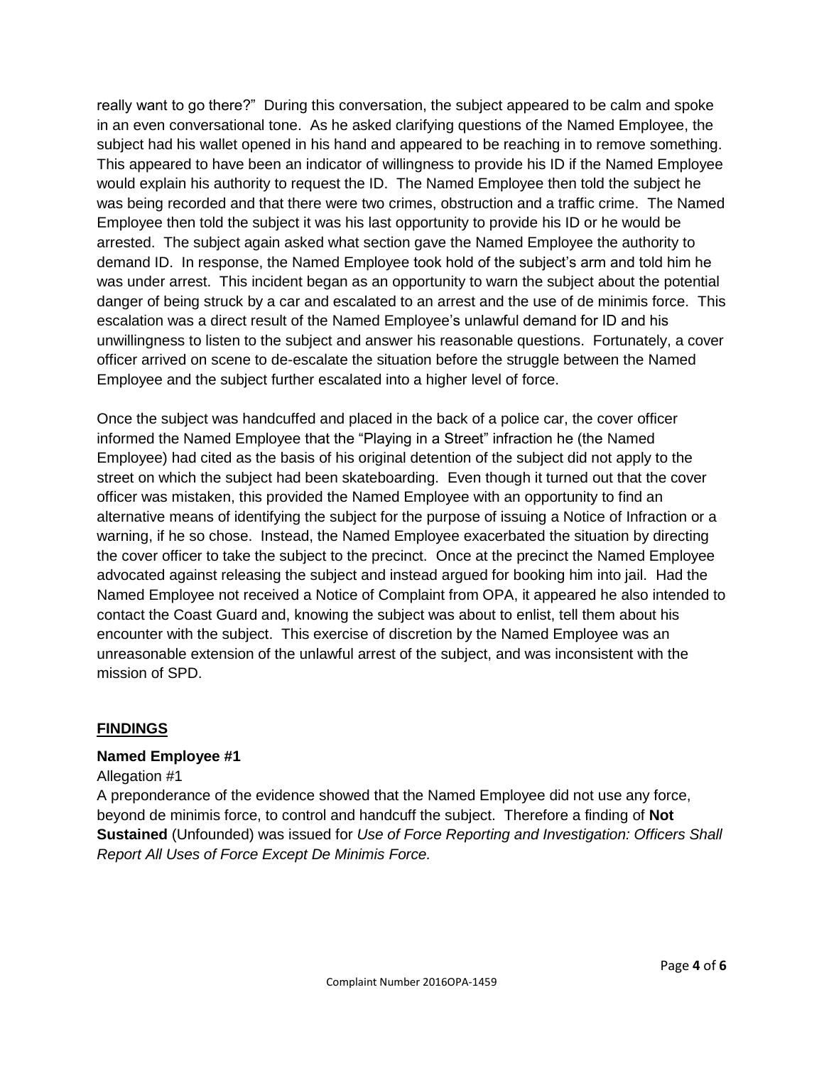really want to go there?" During this conversation, the subject appeared to be calm and spoke in an even conversational tone. As he asked clarifying questions of the Named Employee, the subject had his wallet opened in his hand and appeared to be reaching in to remove something. This appeared to have been an indicator of willingness to provide his ID if the Named Employee would explain his authority to request the ID. The Named Employee then told the subject he was being recorded and that there were two crimes, obstruction and a traffic crime. The Named Employee then told the subject it was his last opportunity to provide his ID or he would be arrested. The subject again asked what section gave the Named Employee the authority to demand ID. In response, the Named Employee took hold of the subject's arm and told him he was under arrest. This incident began as an opportunity to warn the subject about the potential danger of being struck by a car and escalated to an arrest and the use of de minimis force. This escalation was a direct result of the Named Employee's unlawful demand for ID and his unwillingness to listen to the subject and answer his reasonable questions. Fortunately, a cover officer arrived on scene to de-escalate the situation before the struggle between the Named Employee and the subject further escalated into a higher level of force.

Once the subject was handcuffed and placed in the back of a police car, the cover officer informed the Named Employee that the "Playing in a Street" infraction he (the Named Employee) had cited as the basis of his original detention of the subject did not apply to the street on which the subject had been skateboarding. Even though it turned out that the cover officer was mistaken, this provided the Named Employee with an opportunity to find an alternative means of identifying the subject for the purpose of issuing a Notice of Infraction or a warning, if he so chose. Instead, the Named Employee exacerbated the situation by directing the cover officer to take the subject to the precinct. Once at the precinct the Named Employee advocated against releasing the subject and instead argued for booking him into jail. Had the Named Employee not received a Notice of Complaint from OPA, it appeared he also intended to contact the Coast Guard and, knowing the subject was about to enlist, tell them about his encounter with the subject. This exercise of discretion by the Named Employee was an unreasonable extension of the unlawful arrest of the subject, and was inconsistent with the mission of SPD.

## FINDINGS

### Named Employee #1

Allegation #1

A preponderance of the evidence showed that the Named Employee did not use any force, beyond de minimis force, to control and handcuff the subject. Therefore a finding of **Not Sustained** (Unfounded) was issued for *Use of Force Reporting and Investigation: Officers Shall Report All Uses of Force Except De Minimis Force.*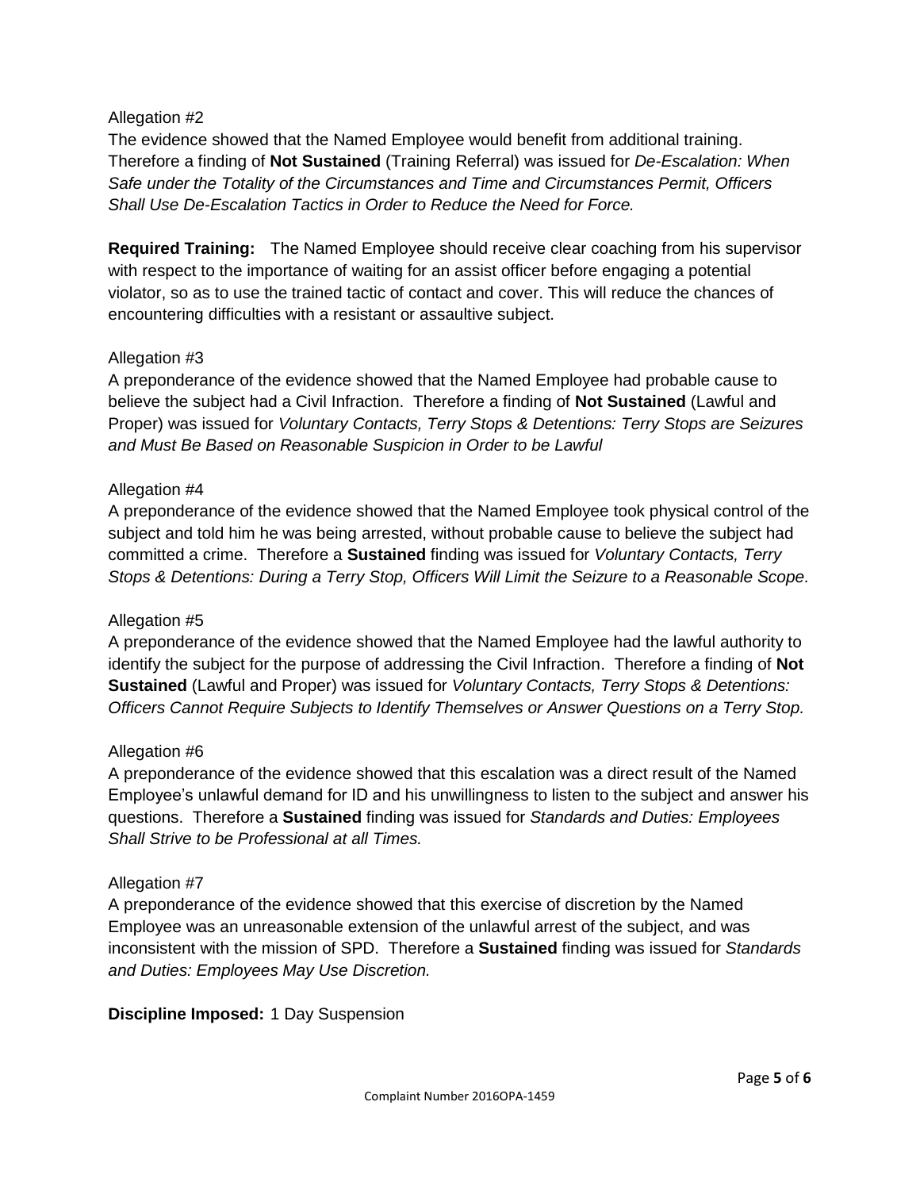Allegation #2

The evidence showed that the Named Employee would benefit from additional training. Therefore a finding of **Not Sustained** (Training Referral) was issued for *De-Escalation: When Safe under the Totality of the Circumstances and Time and Circumstances Permit, Officers Shall Use De-Escalation Tactics in Order to Reduce the Need for Force.*

**Required Training:** The Named Employee should receive clear coaching from his supervisor with respect to the importance of waiting for an assist officer before engaging a potential violator, so as to use the trained tactic of contact and cover. This will reduce the chances of encountering difficulties with a resistant or assaultive subject.

Allegation #3

A preponderance of the evidence showed that the Named Employee had probable cause to believe the subject had a Civil Infraction. Therefore a finding of **Not Sustained** (Lawful and Proper) was issued for *Voluntary Contacts, Terry Stops & Detentions: Terry Stops are Seizures and Must Be Based on Reasonable Suspicion in Order to be Lawful*

Allegation #4

A preponderance of the evidence showed that the Named Employee took physical control of the subject and told him he was being arrested, without probable cause to believe the subject had committed a crime. Therefore a **Sustained** finding was issued for *Voluntary Contacts, Terry Stops & Detentions: During a Terry Stop, Officers Will Limit the Seizure to a Reasonable Scope.*

Allegation #5

A preponderance of the evidence showed that the Named Employee had the lawful authority to identify the subject for the purpose of addressing the Civil Infraction. Therefore a finding of **Not Sustained** (Lawful and Proper) was issued for *Voluntary Contacts, Terry Stops & Detentions: Officers Cannot Require Subjects to Identify Themselves or Answer Questions on a Terry Stop.*

Allegation #6

A preponderance of the evidence showed that this escalation was a direct result of the Named Employee's unlawful demand for ID and his unwillingness to listen to the subject and answer his questions. Therefore a **Sustained** finding was issued for *Standards and Duties: Employees Shall Strive to be Professional at all Times.*

Allegation #7

A preponderance of the evidence showed that this exercise of discretion by the Named Employee was an unreasonable extension of the unlawful arrest of the subject, and was inconsistent with the mission of SPD. Therefore a **Sustained** finding was issued for *Standards and Duties: Employees May Use Discretion.*

**Discipline Imposed:** 1 Day Suspension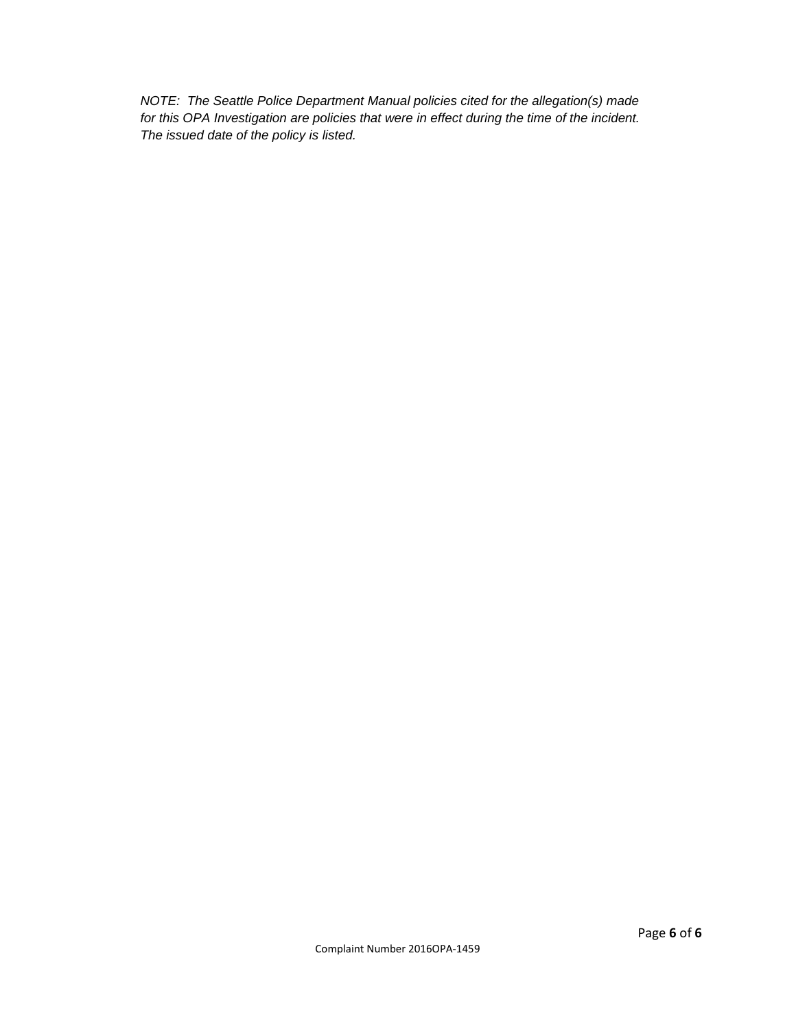*NOTE: The Seattle Police Department Manual policies cited for the allegation(s) made for this OPA Investigation are policies that were in effect during the time of the incident. The issued date of the policy is listed.*